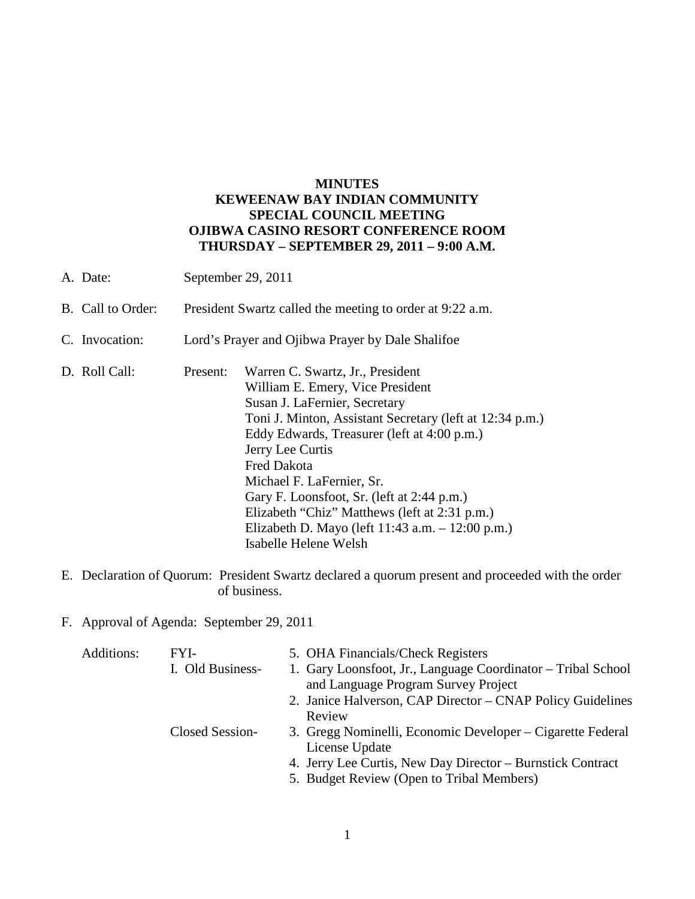**MINUTES**
**KEWEENAW BAY INDIAN COMMUNITY**
**SPECIAL COUNCIL MEETING**
**OJIBWA CASINO RESORT CONFERENCE ROOM**
**THURSDAY – SEPTEMBER 29, 2011 – 9:00 A.M.**

A. Date: September 29, 2011

B. Call to Order: President Swartz called the meeting to order at 9:22 a.m.

C. Invocation: Lord's Prayer and Ojibwa Prayer by Dale Shalifoe

D. Roll Call: Present:
   - Warren C. Swartz, Jr., President
   - William E. Emery, Vice President
   - Susan J. LaFernier, Secretary
   - Toni J. Minton, Assistant Secretary (left at 12:34 p.m.)
   - Eddy Edwards, Treasurer (left at 4:00 p.m.)
   - Jerry Lee Curtis
   - Fred Dakota
   - Michael F. LaFernier, Sr.
   - Gary F. Loonsfoot, Sr. (left at 2:44 p.m.)
   - Elizabeth "Chiz" Matthews (left at 2:31 p.m.)
   - Elizabeth D. Mayo (left 11:43 a.m. – 12:00 p.m.)
   - Isabelle Helene Welsh

E. Declaration of Quorum: President Swartz declared a quorum present and proceeded with the order of business.

F. Approval of Agenda: September 29, 2011

Additions:

FYI-
5. OHA Financials/Check Registers

I. Old Business-
1. Gary Loonsfoot, Jr., Language Coordinator – Tribal School and Language Program Survey Project
2. Janice Halverson, CAP Director – CNAP Policy Guidelines Review

Closed Session-
3. Gregg Nominelli, Economic Developer – Cigarette Federal License Update
4. Jerry Lee Curtis, New Day Director – Burnstick Contract
5. Budget Review (Open to Tribal Members)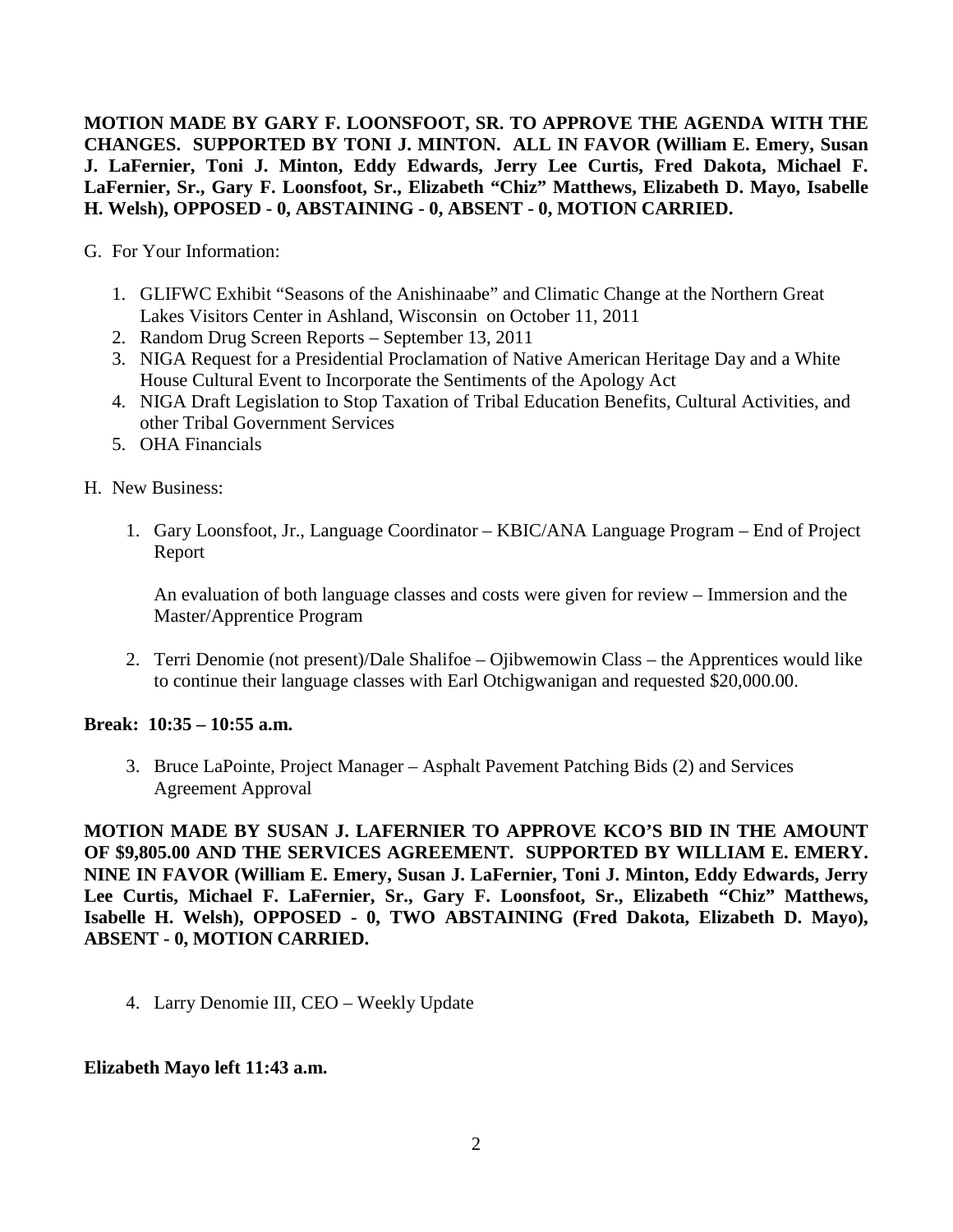**MOTION MADE BY GARY F. LOONSFOOT, SR. TO APPROVE THE AGENDA WITH THE CHANGES. SUPPORTED BY TONI J. MINTON. ALL IN FAVOR (William E. Emery, Susan J. LaFernier, Toni J. Minton, Eddy Edwards, Jerry Lee Curtis, Fred Dakota, Michael F. LaFernier, Sr., Gary F. Loonsfoot, Sr., Elizabeth "Chiz" Matthews, Elizabeth D. Mayo, Isabelle H. Welsh), OPPOSED - 0, ABSTAINING - 0, ABSENT - 0, MOTION CARRIED.**

G. For Your Information:

1. GLIFWC Exhibit "Seasons of the Anishinaabe" and Climatic Change at the Northern Great Lakes Visitors Center in Ashland, Wisconsin on October 11, 2011
2. Random Drug Screen Reports – September 13, 2011
3. NIGA Request for a Presidential Proclamation of Native American Heritage Day and a White House Cultural Event to Incorporate the Sentiments of the Apology Act
4. NIGA Draft Legislation to Stop Taxation of Tribal Education Benefits, Cultural Activities, and other Tribal Government Services
5. OHA Financials

H. New Business:

1. Gary Loonsfoot, Jr., Language Coordinator – KBIC/ANA Language Program – End of Project Report

   An evaluation of both language classes and costs were given for review – Immersion and the Master/Apprentice Program

2. Terri Denomie (not present)/Dale Shalifoe – Ojibwemowin Class – the Apprentices would like to continue their language classes with Earl Otchigwanigan and requested $20,000.00.

**Break: 10:35 – 10:55 a.m.**

3. Bruce LaPointe, Project Manager – Asphalt Pavement Patching Bids (2) and Services Agreement Approval

**MOTION MADE BY SUSAN J. LAFERNIER TO APPROVE KCO'S BID IN THE AMOUNT OF $9,805.00 AND THE SERVICES AGREEMENT. SUPPORTED BY WILLIAM E. EMERY. NINE IN FAVOR (William E. Emery, Susan J. LaFernier, Toni J. Minton, Eddy Edwards, Jerry Lee Curtis, Michael F. LaFernier, Sr., Gary F. Loonsfoot, Sr., Elizabeth "Chiz" Matthews, Isabelle H. Welsh), OPPOSED - 0, TWO ABSTAINING (Fred Dakota, Elizabeth D. Mayo), ABSENT - 0, MOTION CARRIED.**

4. Larry Denomie III, CEO – Weekly Update

**Elizabeth Mayo left 11:43 a.m.**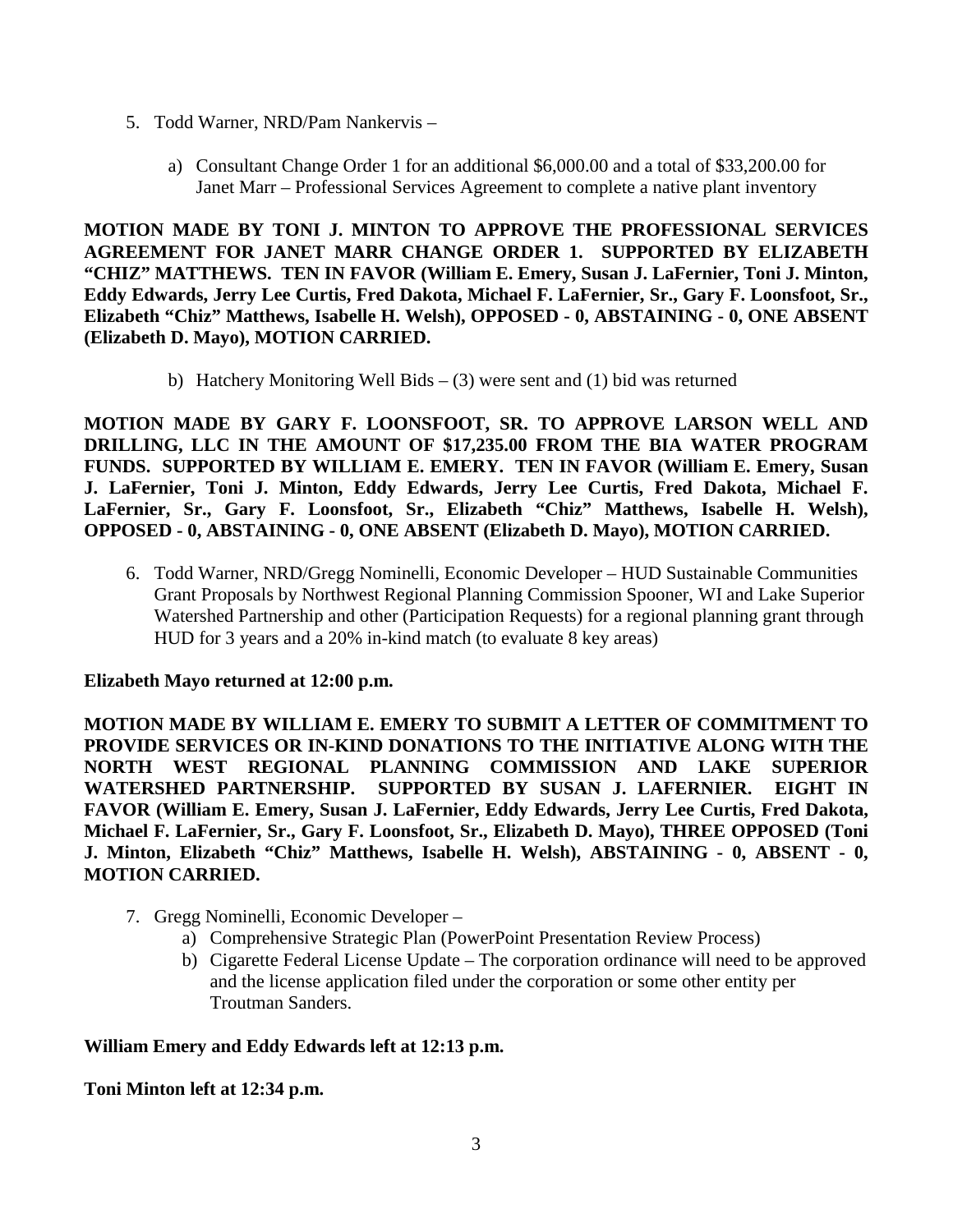5. Todd Warner, NRD/Pam Nankervis –

    a) Consultant Change Order 1 for an additional $6,000.00 and a total of $33,200.00 for Janet Marr – Professional Services Agreement to complete a native plant inventory

**MOTION MADE BY TONI J. MINTON TO APPROVE THE PROFESSIONAL SERVICES AGREEMENT FOR JANET MARR CHANGE ORDER 1. SUPPORTED BY ELIZABETH "CHIZ" MATTHEWS. TEN IN FAVOR (William E. Emery, Susan J. LaFernier, Toni J. Minton, Eddy Edwards, Jerry Lee Curtis, Fred Dakota, Michael F. LaFernier, Sr., Gary F. Loonsfoot, Sr., Elizabeth "Chiz" Matthews, Isabelle H. Welsh), OPPOSED - 0, ABSTAINING - 0, ONE ABSENT (Elizabeth D. Mayo), MOTION CARRIED.**

    b) Hatchery Monitoring Well Bids – (3) were sent and (1) bid was returned

**MOTION MADE BY GARY F. LOONSFOOT, SR. TO APPROVE LARSON WELL AND DRILLING, LLC IN THE AMOUNT OF $17,235.00 FROM THE BIA WATER PROGRAM FUNDS. SUPPORTED BY WILLIAM E. EMERY. TEN IN FAVOR (William E. Emery, Susan J. LaFernier, Toni J. Minton, Eddy Edwards, Jerry Lee Curtis, Fred Dakota, Michael F. LaFernier, Sr., Gary F. Loonsfoot, Sr., Elizabeth "Chiz" Matthews, Isabelle H. Welsh), OPPOSED - 0, ABSTAINING - 0, ONE ABSENT (Elizabeth D. Mayo), MOTION CARRIED.**

6. Todd Warner, NRD/Gregg Nominelli, Economic Developer – HUD Sustainable Communities Grant Proposals by Northwest Regional Planning Commission Spooner, WI and Lake Superior Watershed Partnership and other (Participation Requests) for a regional planning grant through HUD for 3 years and a 20% in-kind match (to evaluate 8 key areas)

**Elizabeth Mayo returned at 12:00 p.m.**

**MOTION MADE BY WILLIAM E. EMERY TO SUBMIT A LETTER OF COMMITMENT TO PROVIDE SERVICES OR IN-KIND DONATIONS TO THE INITIATIVE ALONG WITH THE NORTH WEST REGIONAL PLANNING COMMISSION AND LAKE SUPERIOR WATERSHED PARTNERSHIP. SUPPORTED BY SUSAN J. LAFERNIER. EIGHT IN FAVOR (William E. Emery, Susan J. LaFernier, Eddy Edwards, Jerry Lee Curtis, Fred Dakota, Michael F. LaFernier, Sr., Gary F. Loonsfoot, Sr., Elizabeth D. Mayo), THREE OPPOSED (Toni J. Minton, Elizabeth "Chiz" Matthews, Isabelle H. Welsh), ABSTAINING - 0, ABSENT - 0, MOTION CARRIED.**

7. Gregg Nominelli, Economic Developer –
    a) Comprehensive Strategic Plan (PowerPoint Presentation Review Process)
    b) Cigarette Federal License Update – The corporation ordinance will need to be approved and the license application filed under the corporation or some other entity per Troutman Sanders.

**William Emery and Eddy Edwards left at 12:13 p.m.**

**Toni Minton left at 12:34 p.m.**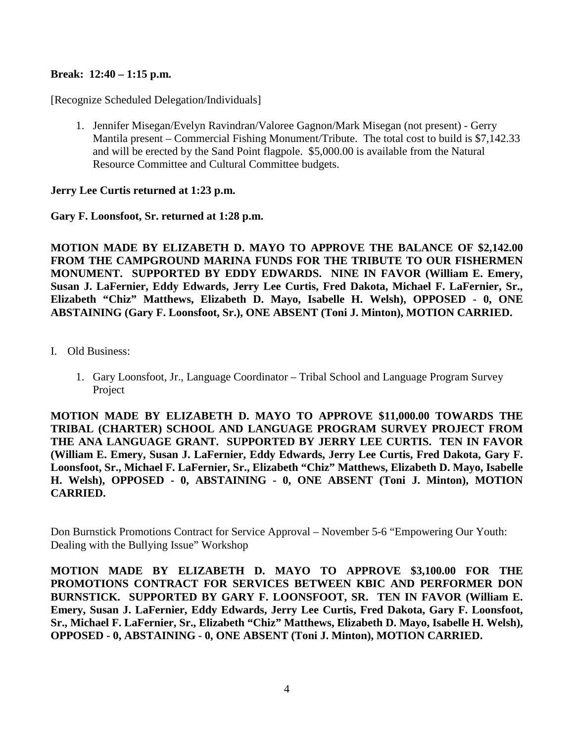**Break: 12:40 – 1:15 p.m.**

[Recognize Scheduled Delegation/Individuals]

1. Jennifer Misegan/Evelyn Ravindran/Valoree Gagnon/Mark Misegan (not present) - Gerry Mantila present – Commercial Fishing Monument/Tribute. The total cost to build is $7,142.33 and will be erected by the Sand Point flagpole. $5,000.00 is available from the Natural Resource Committee and Cultural Committee budgets.

**Jerry Lee Curtis returned at 1:23 p.m.**

**Gary F. Loonsfoot, Sr. returned at 1:28 p.m.**

**MOTION MADE BY ELIZABETH D. MAYO TO APPROVE THE BALANCE OF $2,142.00 FROM THE CAMPGROUND MARINA FUNDS FOR THE TRIBUTE TO OUR FISHERMEN MONUMENT. SUPPORTED BY EDDY EDWARDS. NINE IN FAVOR (William E. Emery, Susan J. LaFernier, Eddy Edwards, Jerry Lee Curtis, Fred Dakota, Michael F. LaFernier, Sr., Elizabeth "Chiz" Matthews, Elizabeth D. Mayo, Isabelle H. Welsh), OPPOSED - 0, ONE ABSTAINING (Gary F. Loonsfoot, Sr.), ONE ABSENT (Toni J. Minton), MOTION CARRIED.**

I. Old Business:

1. Gary Loonsfoot, Jr., Language Coordinator – Tribal School and Language Program Survey Project

**MOTION MADE BY ELIZABETH D. MAYO TO APPROVE $11,000.00 TOWARDS THE TRIBAL (CHARTER) SCHOOL AND LANGUAGE PROGRAM SURVEY PROJECT FROM THE ANA LANGUAGE GRANT. SUPPORTED BY JERRY LEE CURTIS. TEN IN FAVOR (William E. Emery, Susan J. LaFernier, Eddy Edwards, Jerry Lee Curtis, Fred Dakota, Gary F. Loonsfoot, Sr., Michael F. LaFernier, Sr., Elizabeth "Chiz" Matthews, Elizabeth D. Mayo, Isabelle H. Welsh), OPPOSED - 0, ABSTAINING - 0, ONE ABSENT (Toni J. Minton), MOTION CARRIED.**

Don Burnstick Promotions Contract for Service Approval – November 5-6 "Empowering Our Youth: Dealing with the Bullying Issue" Workshop

**MOTION MADE BY ELIZABETH D. MAYO TO APPROVE $3,100.00 FOR THE PROMOTIONS CONTRACT FOR SERVICES BETWEEN KBIC AND PERFORMER DON BURNSTICK. SUPPORTED BY GARY F. LOONSFOOT, SR. TEN IN FAVOR (William E. Emery, Susan J. LaFernier, Eddy Edwards, Jerry Lee Curtis, Fred Dakota, Gary F. Loonsfoot, Sr., Michael F. LaFernier, Sr., Elizabeth "Chiz" Matthews, Elizabeth D. Mayo, Isabelle H. Welsh), OPPOSED - 0, ABSTAINING - 0, ONE ABSENT (Toni J. Minton), MOTION CARRIED.**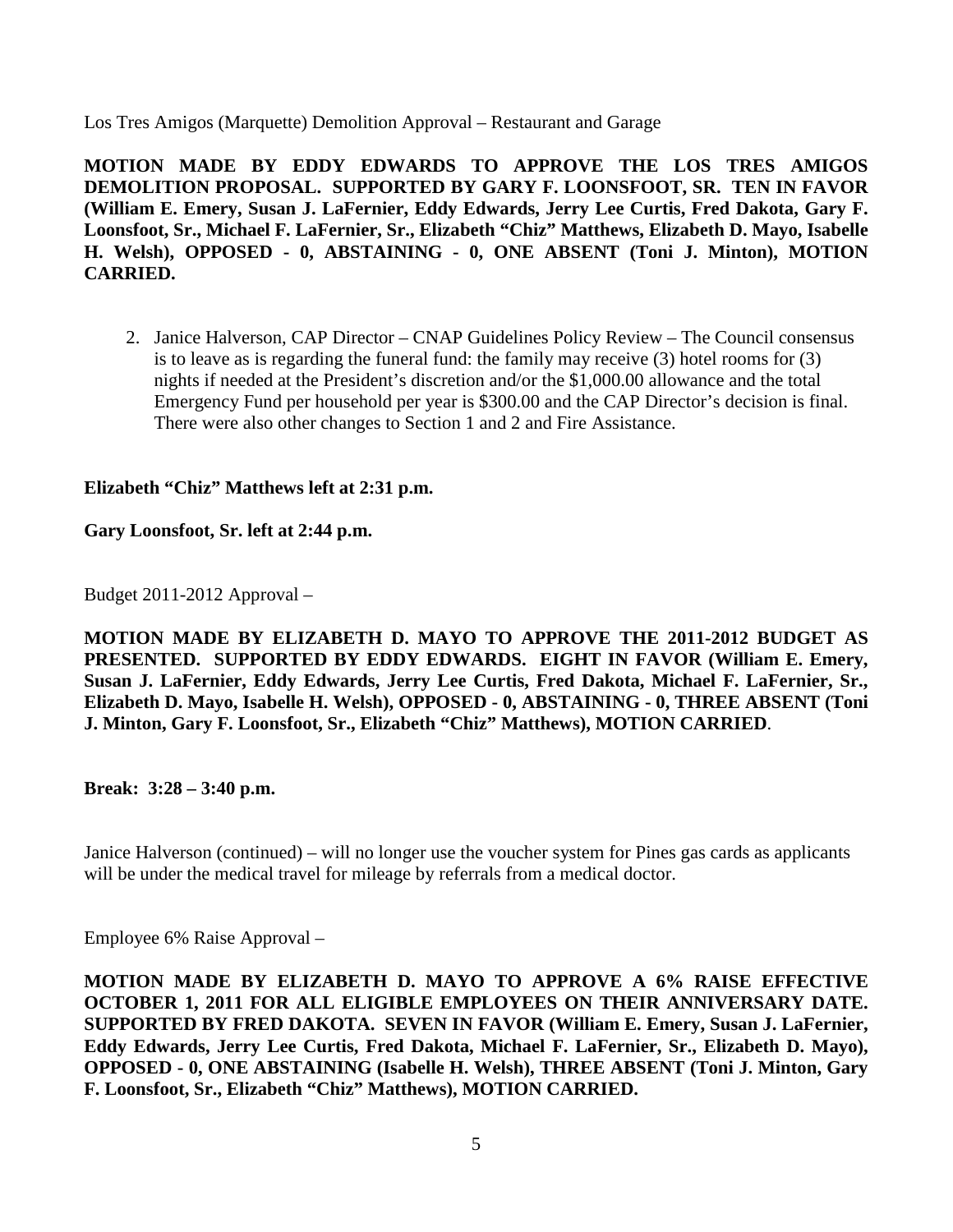Los Tres Amigos (Marquette) Demolition Approval – Restaurant and Garage

**MOTION MADE BY EDDY EDWARDS TO APPROVE THE LOS TRES AMIGOS DEMOLITION PROPOSAL. SUPPORTED BY GARY F. LOONSFOOT, SR. TEN IN FAVOR (William E. Emery, Susan J. LaFernier, Eddy Edwards, Jerry Lee Curtis, Fred Dakota, Gary F. Loonsfoot, Sr., Michael F. LaFernier, Sr., Elizabeth "Chiz" Matthews, Elizabeth D. Mayo, Isabelle H. Welsh), OPPOSED - 0, ABSTAINING - 0, ONE ABSENT (Toni J. Minton), MOTION CARRIED.**

2. Janice Halverson, CAP Director – CNAP Guidelines Policy Review – The Council consensus is to leave as is regarding the funeral fund: the family may receive (3) hotel rooms for (3) nights if needed at the President's discretion and/or the $1,000.00 allowance and the total Emergency Fund per household per year is $300.00 and the CAP Director's decision is final. There were also other changes to Section 1 and 2 and Fire Assistance.

**Elizabeth "Chiz" Matthews left at 2:31 p.m.**

**Gary Loonsfoot, Sr. left at 2:44 p.m.**

Budget 2011-2012 Approval –

**MOTION MADE BY ELIZABETH D. MAYO TO APPROVE THE 2011-2012 BUDGET AS PRESENTED. SUPPORTED BY EDDY EDWARDS. EIGHT IN FAVOR (William E. Emery, Susan J. LaFernier, Eddy Edwards, Jerry Lee Curtis, Fred Dakota, Michael F. LaFernier, Sr., Elizabeth D. Mayo, Isabelle H. Welsh), OPPOSED - 0, ABSTAINING - 0, THREE ABSENT (Toni J. Minton, Gary F. Loonsfoot, Sr., Elizabeth "Chiz" Matthews), MOTION CARRIED**.

**Break: 3:28 – 3:40 p.m.**

Janice Halverson (continued) – will no longer use the voucher system for Pines gas cards as applicants will be under the medical travel for mileage by referrals from a medical doctor.

Employee 6% Raise Approval –

**MOTION MADE BY ELIZABETH D. MAYO TO APPROVE A 6% RAISE EFFECTIVE OCTOBER 1, 2011 FOR ALL ELIGIBLE EMPLOYEES ON THEIR ANNIVERSARY DATE. SUPPORTED BY FRED DAKOTA. SEVEN IN FAVOR (William E. Emery, Susan J. LaFernier, Eddy Edwards, Jerry Lee Curtis, Fred Dakota, Michael F. LaFernier, Sr., Elizabeth D. Mayo), OPPOSED - 0, ONE ABSTAINING (Isabelle H. Welsh), THREE ABSENT (Toni J. Minton, Gary F. Loonsfoot, Sr., Elizabeth "Chiz" Matthews), MOTION CARRIED.**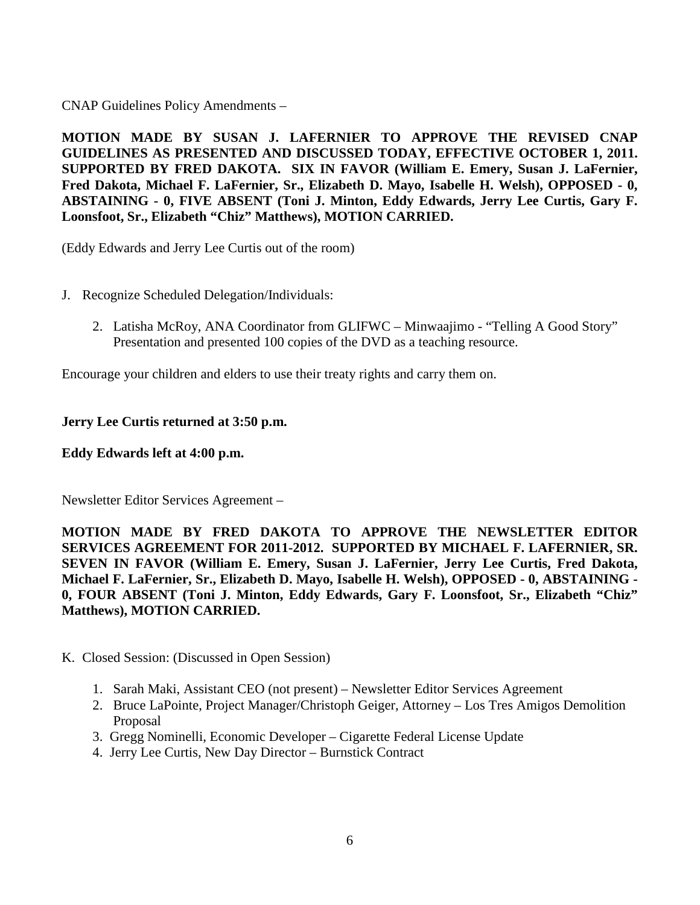CNAP Guidelines Policy Amendments –

**MOTION MADE BY SUSAN J. LAFERNIER TO APPROVE THE REVISED CNAP GUIDELINES AS PRESENTED AND DISCUSSED TODAY, EFFECTIVE OCTOBER 1, 2011. SUPPORTED BY FRED DAKOTA. SIX IN FAVOR (William E. Emery, Susan J. LaFernier, Fred Dakota, Michael F. LaFernier, Sr., Elizabeth D. Mayo, Isabelle H. Welsh), OPPOSED - 0, ABSTAINING - 0, FIVE ABSENT (Toni J. Minton, Eddy Edwards, Jerry Lee Curtis, Gary F. Loonsfoot, Sr., Elizabeth "Chiz" Matthews), MOTION CARRIED.**

(Eddy Edwards and Jerry Lee Curtis out of the room)

J. Recognize Scheduled Delegation/Individuals:

2. Latisha McRoy, ANA Coordinator from GLIFWC – Minwaajimo - "Telling A Good Story" Presentation and presented 100 copies of the DVD as a teaching resource.

Encourage your children and elders to use their treaty rights and carry them on.

**Jerry Lee Curtis returned at 3:50 p.m.**

**Eddy Edwards left at 4:00 p.m.**

Newsletter Editor Services Agreement –

**MOTION MADE BY FRED DAKOTA TO APPROVE THE NEWSLETTER EDITOR SERVICES AGREEMENT FOR 2011-2012. SUPPORTED BY MICHAEL F. LAFERNIER, SR. SEVEN IN FAVOR (William E. Emery, Susan J. LaFernier, Jerry Lee Curtis, Fred Dakota, Michael F. LaFernier, Sr., Elizabeth D. Mayo, Isabelle H. Welsh), OPPOSED - 0, ABSTAINING - 0, FOUR ABSENT (Toni J. Minton, Eddy Edwards, Gary F. Loonsfoot, Sr., Elizabeth "Chiz" Matthews), MOTION CARRIED.**

K. Closed Session: (Discussed in Open Session)

1. Sarah Maki, Assistant CEO (not present) – Newsletter Editor Services Agreement
2. Bruce LaPointe, Project Manager/Christoph Geiger, Attorney – Los Tres Amigos Demolition Proposal
3. Gregg Nominelli, Economic Developer – Cigarette Federal License Update
4. Jerry Lee Curtis, New Day Director – Burnstick Contract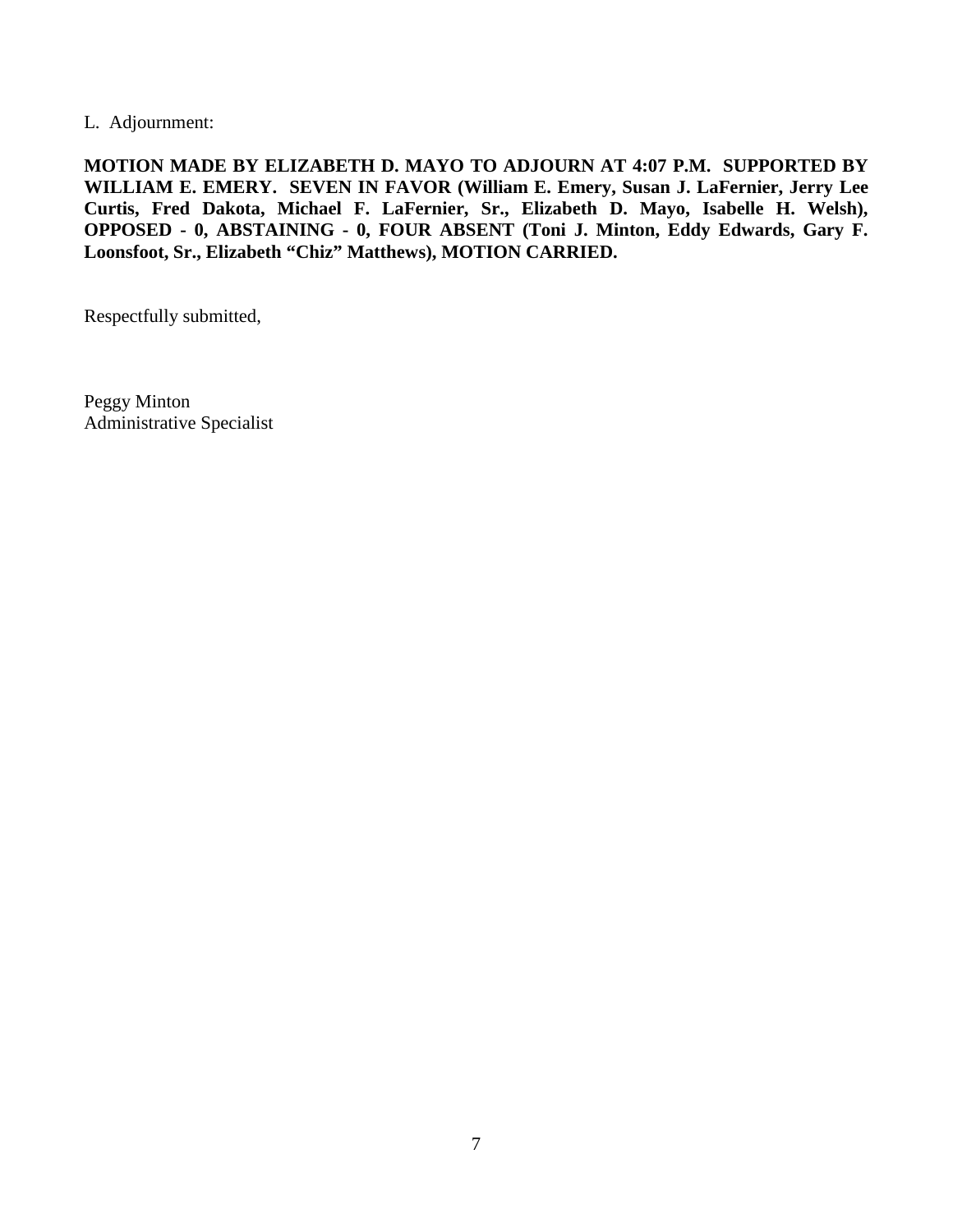L. Adjournment:

**MOTION MADE BY ELIZABETH D. MAYO TO ADJOURN AT 4:07 P.M. SUPPORTED BY WILLIAM E. EMERY. SEVEN IN FAVOR (William E. Emery, Susan J. LaFernier, Jerry Lee Curtis, Fred Dakota, Michael F. LaFernier, Sr., Elizabeth D. Mayo, Isabelle H. Welsh), OPPOSED - 0, ABSTAINING - 0, FOUR ABSENT (Toni J. Minton, Eddy Edwards, Gary F. Loonsfoot, Sr., Elizabeth "Chiz" Matthews), MOTION CARRIED.**

Respectfully submitted,

Peggy Minton
Administrative Specialist